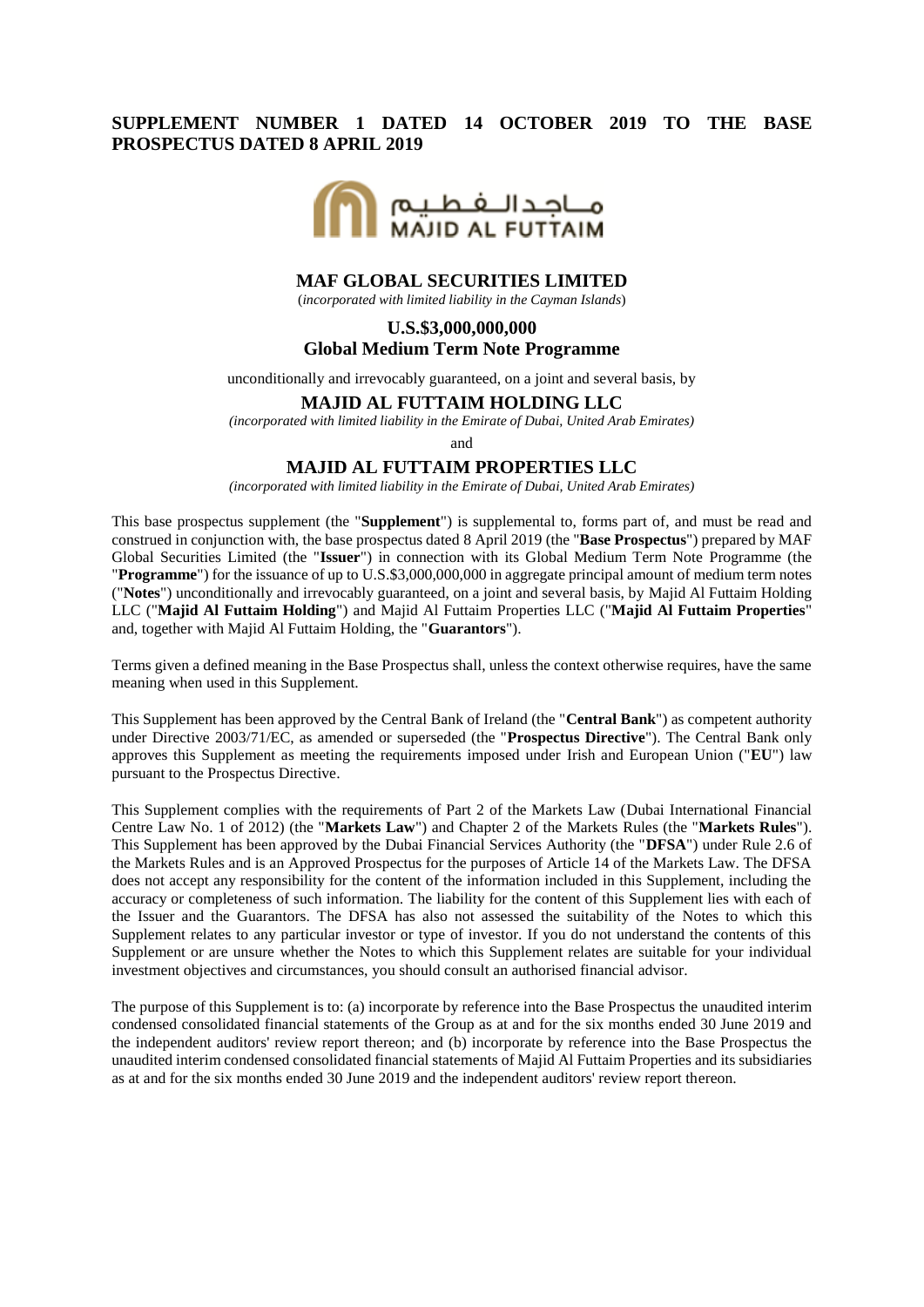**SUPPLEMENT NUMBER 1 DATED 14 OCTOBER 2019 TO THE BASE PROSPECTUS DATED 8 APRIL 2019**

مـاجـد الـفـطـيـم
MAJID AL FUTTAIM

## MAF GLOBAL SECURITIES LIMITED

(*incorporated with limited liability in the Cayman Islands*)

## U.S.$3,000,000,000
## Global Medium Term Note Programme

unconditionally and irrevocably guaranteed, on a joint and several basis, by

## MAJID AL FUTTAIM HOLDING LLC

*(incorporated with limited liability in the Emirate of Dubai, United Arab Emirates)*

and

## MAJID AL FUTTAIM PROPERTIES LLC

*(incorporated with limited liability in the Emirate of Dubai, United Arab Emirates)*

This base prospectus supplement (the "**Supplement**") is supplemental to, forms part of, and must be read and construed in conjunction with, the base prospectus dated 8 April 2019 (the "**Base Prospectus**") prepared by MAF Global Securities Limited (the "**Issuer**") in connection with its Global Medium Term Note Programme (the "**Programme**") for the issuance of up to U.S.$3,000,000,000 in aggregate principal amount of medium term notes ("**Notes**") unconditionally and irrevocably guaranteed, on a joint and several basis, by Majid Al Futtaim Holding LLC ("**Majid Al Futtaim Holding**") and Majid Al Futtaim Properties LLC ("**Majid Al Futtaim Properties**" and, together with Majid Al Futtaim Holding, the "**Guarantors**").

Terms given a defined meaning in the Base Prospectus shall, unless the context otherwise requires, have the same meaning when used in this Supplement.

This Supplement has been approved by the Central Bank of Ireland (the "**Central Bank**") as competent authority under Directive 2003/71/EC, as amended or superseded (the "**Prospectus Directive**"). The Central Bank only approves this Supplement as meeting the requirements imposed under Irish and European Union ("**EU**") law pursuant to the Prospectus Directive.

This Supplement complies with the requirements of Part 2 of the Markets Law (Dubai International Financial Centre Law No. 1 of 2012) (the "**Markets Law**") and Chapter 2 of the Markets Rules (the "**Markets Rules**"). This Supplement has been approved by the Dubai Financial Services Authority (the "**DFSA**") under Rule 2.6 of the Markets Rules and is an Approved Prospectus for the purposes of Article 14 of the Markets Law. The DFSA does not accept any responsibility for the content of the information included in this Supplement, including the accuracy or completeness of such information. The liability for the content of this Supplement lies with each of the Issuer and the Guarantors. The DFSA has also not assessed the suitability of the Notes to which this Supplement relates to any particular investor or type of investor. If you do not understand the contents of this Supplement or are unsure whether the Notes to which this Supplement relates are suitable for your individual investment objectives and circumstances, you should consult an authorised financial advisor.

The purpose of this Supplement is to: (a) incorporate by reference into the Base Prospectus the unaudited interim condensed consolidated financial statements of the Group as at and for the six months ended 30 June 2019 and the independent auditors' review report thereon; and (b) incorporate by reference into the Base Prospectus the unaudited interim condensed consolidated financial statements of Majid Al Futtaim Properties and its subsidiaries as at and for the six months ended 30 June 2019 and the independent auditors' review report thereon.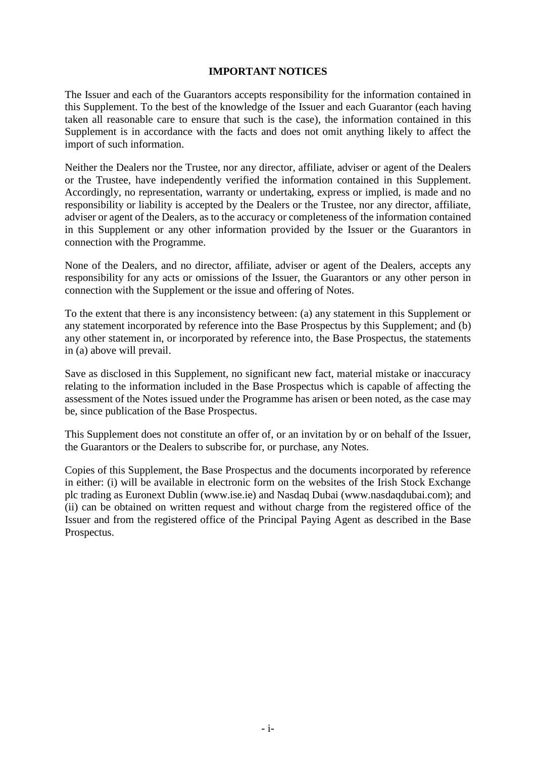## IMPORTANT NOTICES

The Issuer and each of the Guarantors accepts responsibility for the information contained in this Supplement. To the best of the knowledge of the Issuer and each Guarantor (each having taken all reasonable care to ensure that such is the case), the information contained in this Supplement is in accordance with the facts and does not omit anything likely to affect the import of such information.

Neither the Dealers nor the Trustee, nor any director, affiliate, adviser or agent of the Dealers or the Trustee, have independently verified the information contained in this Supplement. Accordingly, no representation, warranty or undertaking, express or implied, is made and no responsibility or liability is accepted by the Dealers or the Trustee, nor any director, affiliate, adviser or agent of the Dealers, as to the accuracy or completeness of the information contained in this Supplement or any other information provided by the Issuer or the Guarantors in connection with the Programme.

None of the Dealers, and no director, affiliate, adviser or agent of the Dealers, accepts any responsibility for any acts or omissions of the Issuer, the Guarantors or any other person in connection with the Supplement or the issue and offering of Notes.

To the extent that there is any inconsistency between: (a) any statement in this Supplement or any statement incorporated by reference into the Base Prospectus by this Supplement; and (b) any other statement in, or incorporated by reference into, the Base Prospectus, the statements in (a) above will prevail.

Save as disclosed in this Supplement, no significant new fact, material mistake or inaccuracy relating to the information included in the Base Prospectus which is capable of affecting the assessment of the Notes issued under the Programme has arisen or been noted, as the case may be, since publication of the Base Prospectus.

This Supplement does not constitute an offer of, or an invitation by or on behalf of the Issuer, the Guarantors or the Dealers to subscribe for, or purchase, any Notes.

Copies of this Supplement, the Base Prospectus and the documents incorporated by reference in either: (i) will be available in electronic form on the websites of the Irish Stock Exchange plc trading as Euronext Dublin (www.ise.ie) and Nasdaq Dubai (www.nasdaqdubai.com); and (ii) can be obtained on written request and without charge from the registered office of the Issuer and from the registered office of the Principal Paying Agent as described in the Base Prospectus.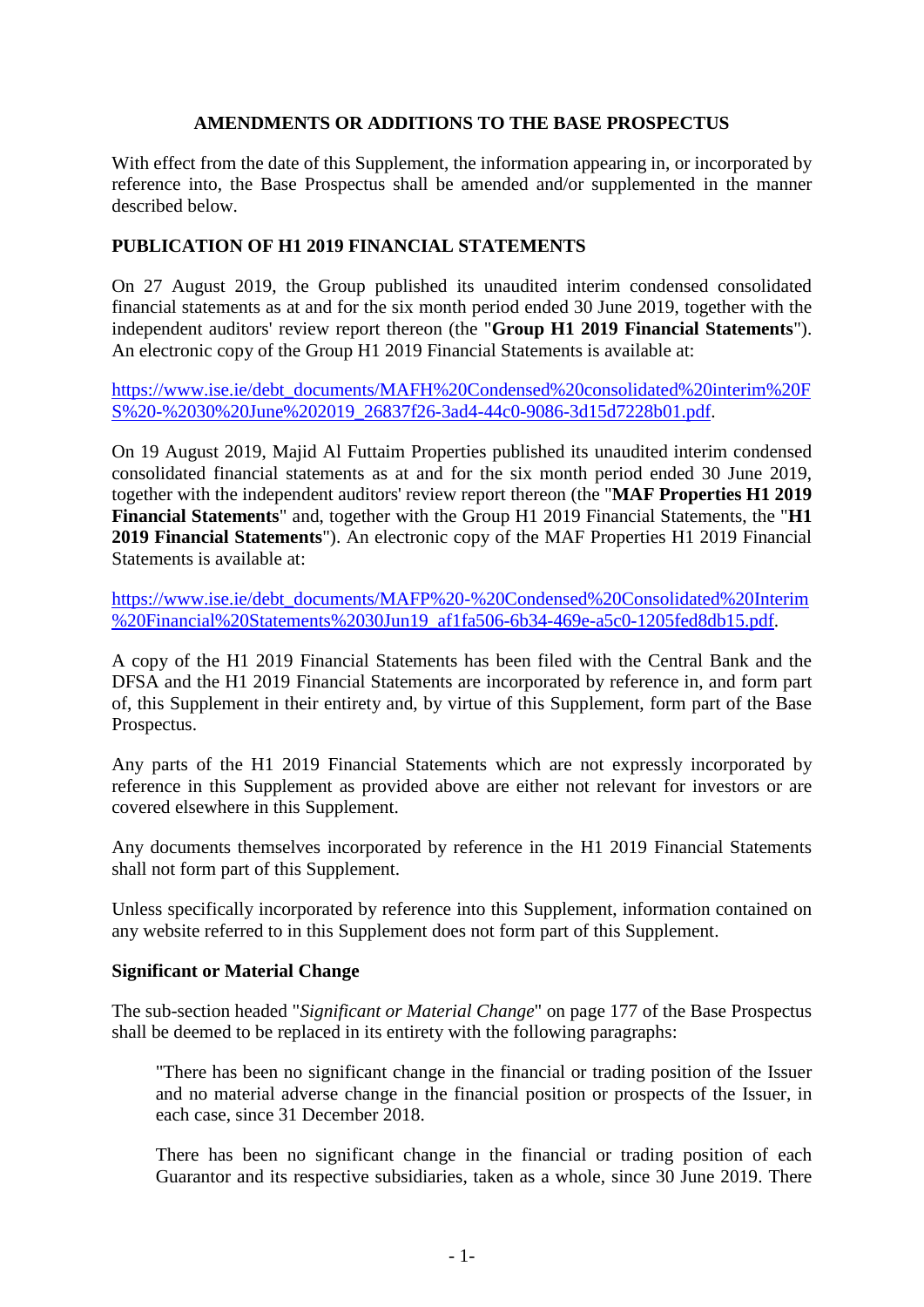## AMENDMENTS OR ADDITIONS TO THE BASE PROSPECTUS

With effect from the date of this Supplement, the information appearing in, or incorporated by reference into, the Base Prospectus shall be amended and/or supplemented in the manner described below.

### PUBLICATION OF H1 2019 FINANCIAL STATEMENTS

On 27 August 2019, the Group published its unaudited interim condensed consolidated financial statements as at and for the six month period ended 30 June 2019, together with the independent auditors' review report thereon (the "**Group H1 2019 Financial Statements**"). An electronic copy of the Group H1 2019 Financial Statements is available at:

[https://www.ise.ie/debt_documents/MAFH%20Condensed%20consolidated%20interim%20FS%20-%2030%20June%202019_26837f26-3ad4-44c0-9086-3d15d7228b01.pdf](https://www.ise.ie/debt_documents/MAFH%20Condensed%20consolidated%20interim%20FS%20-%2030%20June%202019_26837f26-3ad4-44c0-9086-3d15d7228b01.pdf).

On 19 August 2019, Majid Al Futtaim Properties published its unaudited interim condensed consolidated financial statements as at and for the six month period ended 30 June 2019, together with the independent auditors' review report thereon (the "**MAF Properties H1 2019 Financial Statements**" and, together with the Group H1 2019 Financial Statements, the "**H1 2019 Financial Statements**"). An electronic copy of the MAF Properties H1 2019 Financial Statements is available at:

[https://www.ise.ie/debt_documents/MAFP%20-%20Condensed%20Consolidated%20Interim%20Financial%20Statements%2030Jun19_af1fa506-6b34-469e-a5c0-1205fed8db15.pdf](https://www.ise.ie/debt_documents/MAFP%20-%20Condensed%20Consolidated%20Interim%20Financial%20Statements%2030Jun19_af1fa506-6b34-469e-a5c0-1205fed8db15.pdf).

A copy of the H1 2019 Financial Statements has been filed with the Central Bank and the DFSA and the H1 2019 Financial Statements are incorporated by reference in, and form part of, this Supplement in their entirety and, by virtue of this Supplement, form part of the Base Prospectus.

Any parts of the H1 2019 Financial Statements which are not expressly incorporated by reference in this Supplement as provided above are either not relevant for investors or are covered elsewhere in this Supplement.

Any documents themselves incorporated by reference in the H1 2019 Financial Statements shall not form part of this Supplement.

Unless specifically incorporated by reference into this Supplement, information contained on any website referred to in this Supplement does not form part of this Supplement.

### Significant or Material Change

The sub-section headed "*Significant or Material Change*" on page 177 of the Base Prospectus shall be deemed to be replaced in its entirety with the following paragraphs:

> "There has been no significant change in the financial or trading position of the Issuer and no material adverse change in the financial position or prospects of the Issuer, in each case, since 31 December 2018.
>
> There has been no significant change in the financial or trading position of each Guarantor and its respective subsidiaries, taken as a whole, since 30 June 2019. There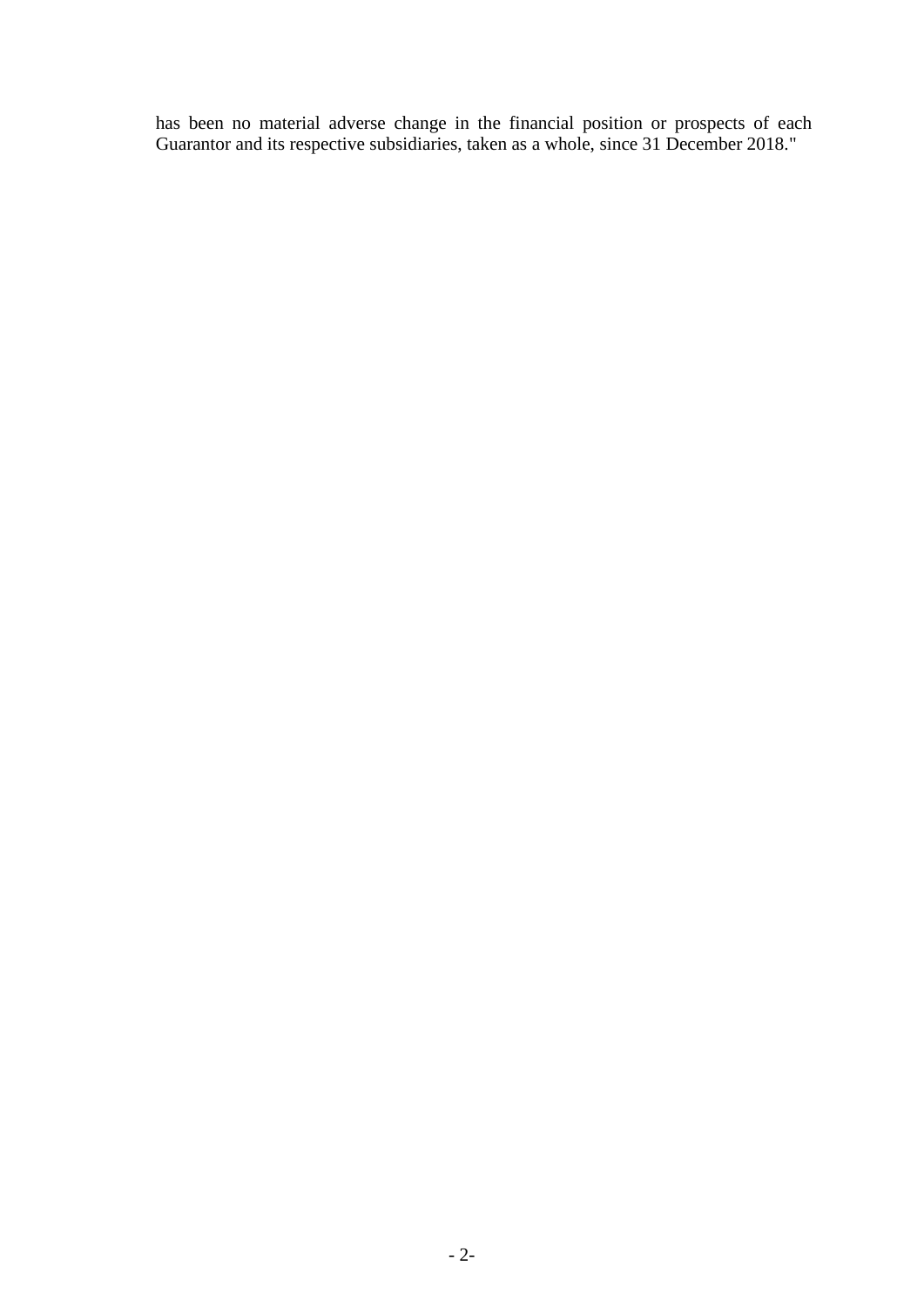has been no material adverse change in the financial position or prospects of each Guarantor and its respective subsidiaries, taken as a whole, since 31 December 2018."